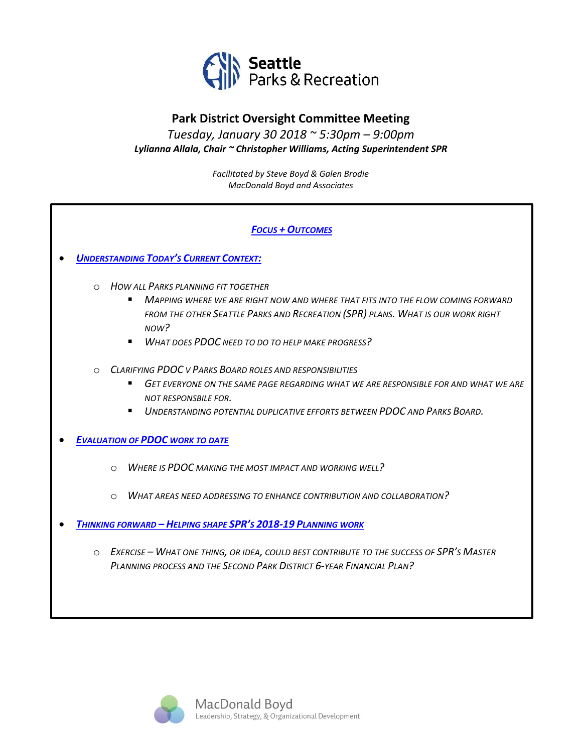Seattle Parks & Recreation

# Park District Oversight Committee Meeting

*Tuesday, January 30 2018 ~ 5:30pm – 9:00pm*

***Lylianna Allala, Chair ~ Christopher Williams, Acting Superintendent SPR***

*Facilitated by Steve Boyd & Galen Brodie*
*MacDonald Boyd and Associates*

## Focus + Outcomes

- ***Understanding Today's Current Context:***
  - *How all Parks planning fit together*
    - *Mapping where we are right now and where that fits into the flow coming forward from the other Seattle Parks and Recreation (SPR) plans. What is our work right now?*
    - *What does PDOC need to do to help make progress?*
  - *Clarifying PDOC v Parks Board roles and responsibilities*
    - *Get everyone on the same page regarding what we are responsible for and what we are not responsbile for.*
    - *Understanding potential duplicative efforts between PDOC and Parks Board.*
- ***Evaluation of PDOC work to date***
  - *Where is PDOC making the most impact and working well?*
  - *What areas need addressing to enhance contribution and collaboration?*
- ***Thinking forward – Helping shape SPR's 2018-19 Planning work***
  - *Exercise – What one thing, or idea, could best contribute to the success of SPR's Master Planning process and the Second Park District 6-year Financial Plan?*

MacDonald Boyd
Leadership, Strategy, & Organizational Development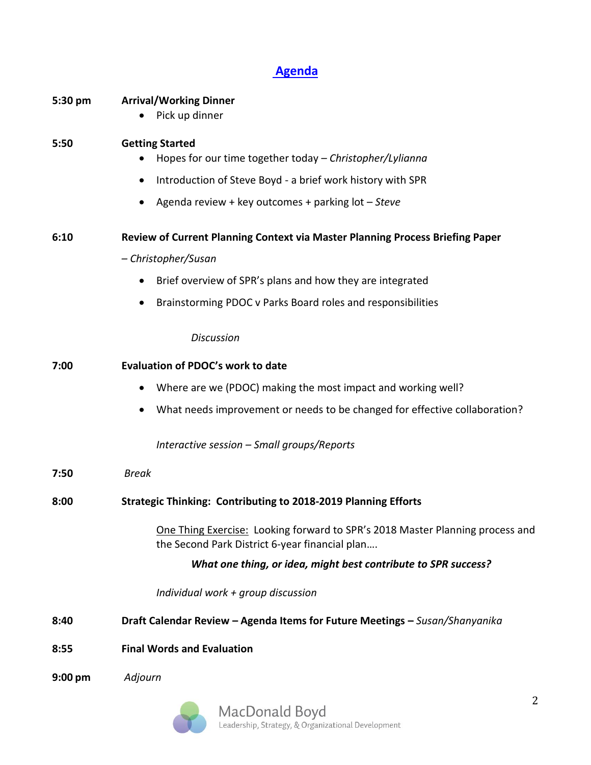# Agenda

**5:30 pm** **Arrival/Working Dinner**

- Pick up dinner

**5:50** **Getting Started**

- Hopes for our time together today – *Christopher/Lylianna*
- Introduction of Steve Boyd - a brief work history with SPR
- Agenda review + key outcomes + parking lot – *Steve*

**6:10** **Review of Current Planning Context via Master Planning Process Briefing Paper** – *Christopher/Susan*

- Brief overview of SPR's plans and how they are integrated
- Brainstorming PDOC v Parks Board roles and responsibilities

*Discussion*

**7:00** **Evaluation of PDOC's work to date**

- Where are we (PDOC) making the most impact and working well?
- What needs improvement or needs to be changed for effective collaboration?

*Interactive session – Small groups/Reports*

**7:50** *Break*

**8:00** **Strategic Thinking: Contributing to 2018-2019 Planning Efforts**

One Thing Exercise: Looking forward to SPR's 2018 Master Planning process and the Second Park District 6-year financial plan….

***What one thing, or idea, might best contribute to SPR success?***

*Individual work + group discussion*

**8:40** **Draft Calendar Review – Agenda Items for Future Meetings –** *Susan/Shanyanika*

**8:55** **Final Words and Evaluation**

**9:00 pm** *Adjourn*

MacDonald Boyd
Leadership, Strategy, & Organizational Development